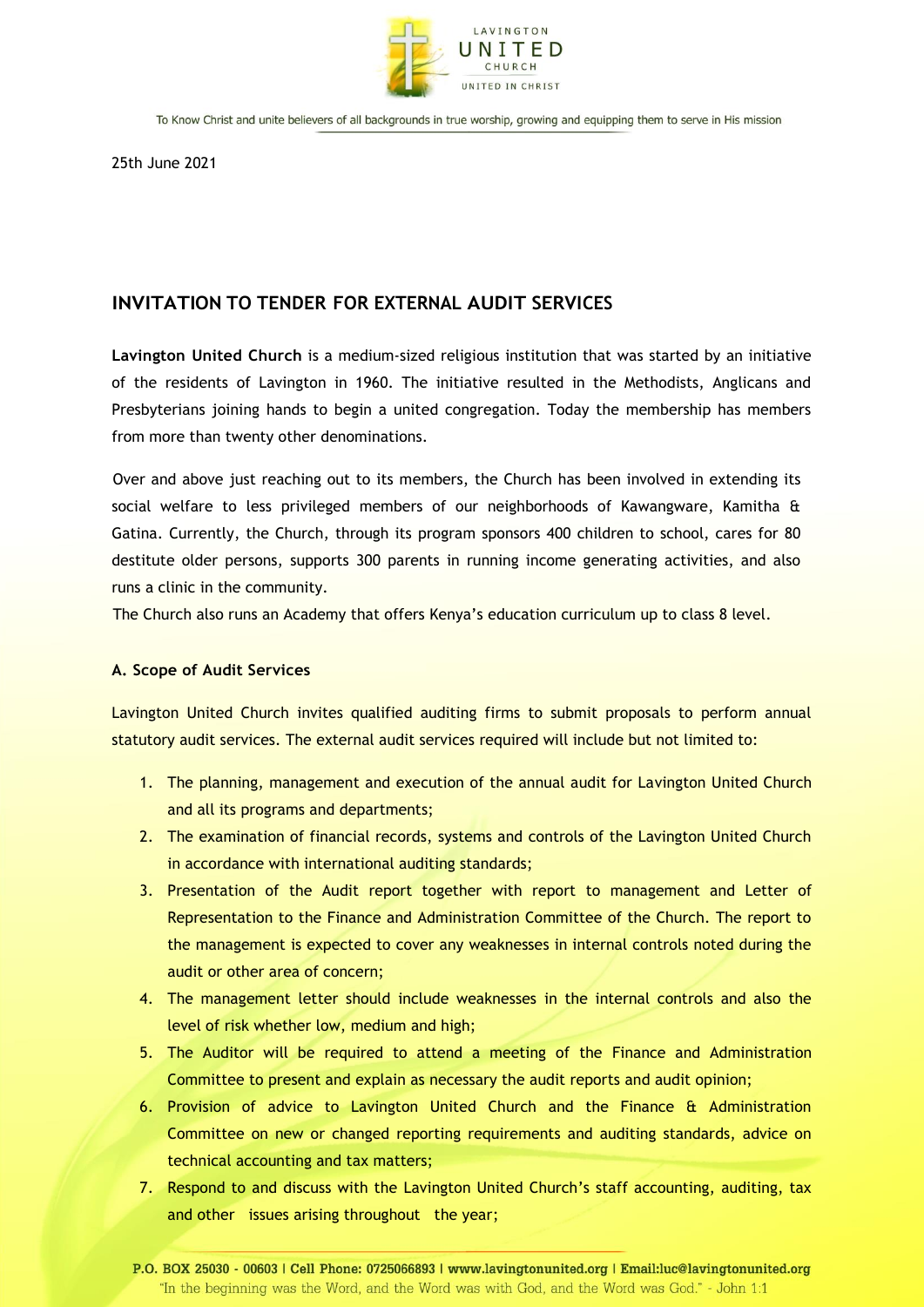25th June 2021

## INVITATION TO TENDER FOR EXTERNAL AUDIT SERVICES

**Lavington United Church** is a medium-sized religious institution that was started by an initiative of the residents of Lavington in 1960. The initiative resulted in the Methodists, Anglicans and Presbyterians joining hands to begin a united congregation. Today the membership has members from more than twenty other denominations.

Over and above just reaching out to its members, the Church has been involved in extending its social welfare to less privileged members of our neighborhoods of Kawangware, Kamitha & Gatina. Currently, the Church, through its program sponsors 400 children to school, cares for 80 destitute older persons, supports 300 parents in running income generating activities, and also runs a clinic in the community.

The Church also runs an Academy that offers Kenya's education curriculum up to class 8 level.

### A. Scope of Audit Services

Lavington United Church invites qualified auditing firms to submit proposals to perform annual statutory audit services. The external audit services required will include but not limited to:

1. The planning, management and execution of the annual audit for Lavington United Church and all its programs and departments;
2. The examination of financial records, systems and controls of the Lavington United Church in accordance with international auditing standards;
3. Presentation of the Audit report together with report to management and Letter of Representation to the Finance and Administration Committee of the Church. The report to the management is expected to cover any weaknesses in internal controls noted during the audit or other area of concern;
4. The management letter should include weaknesses in the internal controls and also the level of risk whether low, medium and high;
5. The Auditor will be required to attend a meeting of the Finance and Administration Committee to present and explain as necessary the audit reports and audit opinion;
6. Provision of advice to Lavington United Church and the Finance & Administration Committee on new or changed reporting requirements and auditing standards, advice on technical accounting and tax matters;
7. Respond to and discuss with the Lavington United Church's staff accounting, auditing, tax and other issues arising throughout the year;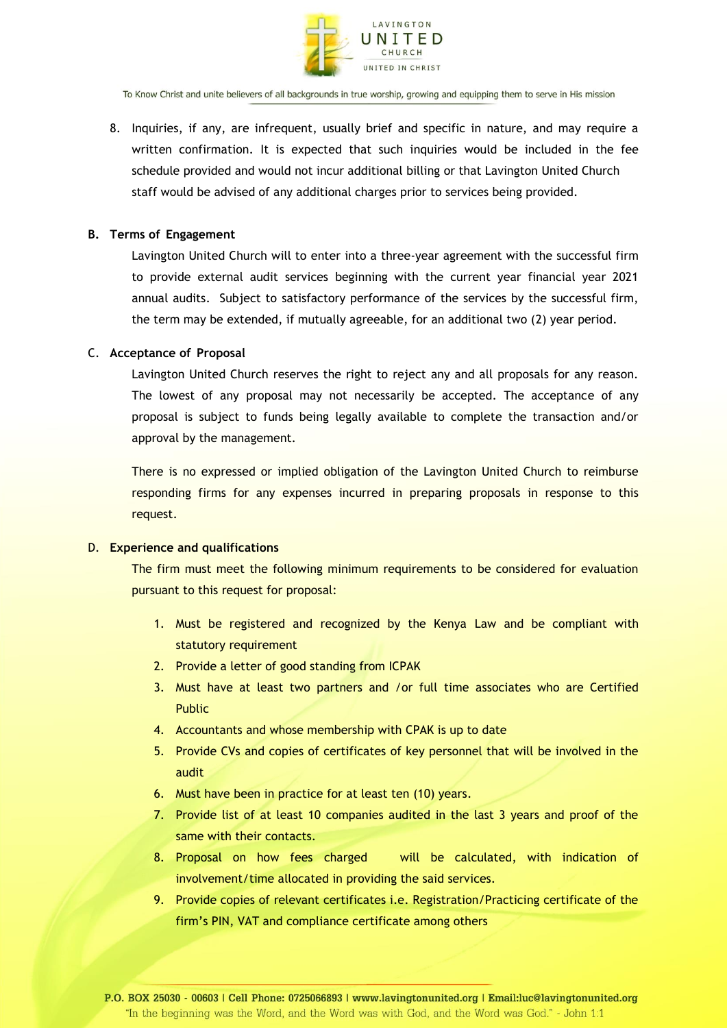8. Inquiries, if any, are infrequent, usually brief and specific in nature, and may require a written confirmation. It is expected that such inquiries would be included in the fee schedule provided and would not incur additional billing or that Lavington United Church staff would be advised of any additional charges prior to services being provided.

**B. Terms of Engagement**

Lavington United Church will to enter into a three-year agreement with the successful firm to provide external audit services beginning with the current year financial year 2021 annual audits. Subject to satisfactory performance of the services by the successful firm, the term may be extended, if mutually agreeable, for an additional two (2) year period.

**C. Acceptance of Proposal**

Lavington United Church reserves the right to reject any and all proposals for any reason. The lowest of any proposal may not necessarily be accepted. The acceptance of any proposal is subject to funds being legally available to complete the transaction and/or approval by the management.

There is no expressed or implied obligation of the Lavington United Church to reimburse responding firms for any expenses incurred in preparing proposals in response to this request.

**D. Experience and qualifications**

The firm must meet the following minimum requirements to be considered for evaluation pursuant to this request for proposal:

1. Must be registered and recognized by the Kenya Law and be compliant with statutory requirement
2. Provide a letter of good standing from ICPAK
3. Must have at least two partners and /or full time associates who are Certified Public
4. Accountants and whose membership with CPAK is up to date
5. Provide CVs and copies of certificates of key personnel that will be involved in the audit
6. Must have been in practice for at least ten (10) years.
7. Provide list of at least 10 companies audited in the last 3 years and proof of the same with their contacts.
8. Proposal on how fees charged will be calculated, with indication of involvement/time allocated in providing the said services.
9. Provide copies of relevant certificates i.e. Registration/Practicing certificate of the firm's PIN, VAT and compliance certificate among others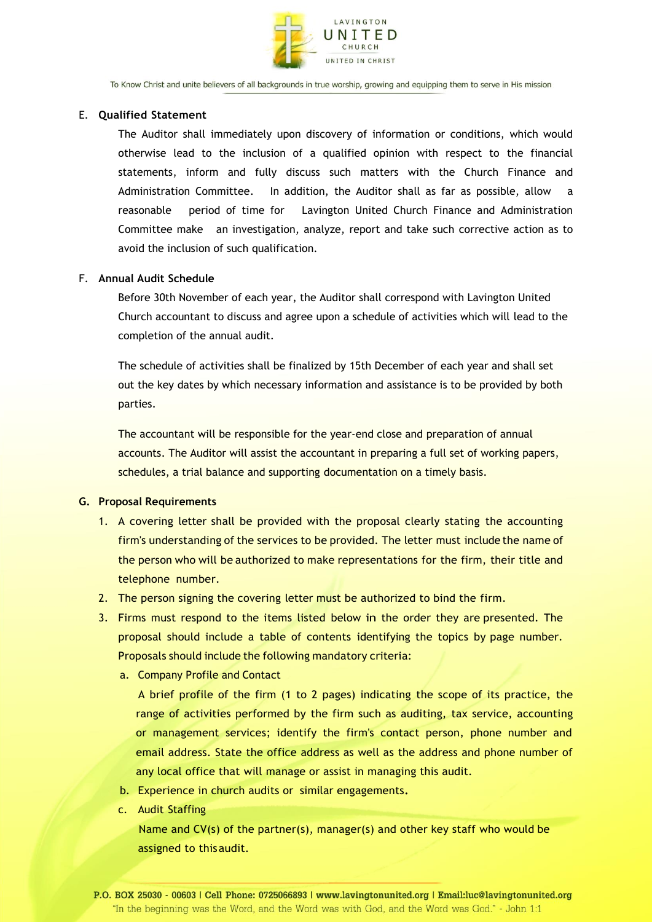### E. Qualified Statement

The Auditor shall immediately upon discovery of information or conditions, which would otherwise lead to the inclusion of a qualified opinion with respect to the financial statements, inform and fully discuss such matters with the Church Finance and Administration Committee. In addition, the Auditor shall as far as possible, allow a reasonable period of time for Lavington United Church Finance and Administration Committee make an investigation, analyze, report and take such corrective action as to avoid the inclusion of such qualification.

### F. Annual Audit Schedule

Before 30th November of each year, the Auditor shall correspond with Lavington United Church accountant to discuss and agree upon a schedule of activities which will lead to the completion of the annual audit.

The schedule of activities shall be finalized by 15th December of each year and shall set out the key dates by which necessary information and assistance is to be provided by both parties.

The accountant will be responsible for the year-end close and preparation of annual accounts. The Auditor will assist the accountant in preparing a full set of working papers, schedules, a trial balance and supporting documentation on a timely basis.

### G. Proposal Requirements

1. A covering letter shall be provided with the proposal clearly stating the accounting firm's understanding of the services to be provided. The letter must include the name of the person who will be authorized to make representations for the firm, their title and telephone number.
2. The person signing the covering letter must be authorized to bind the firm.
3. Firms must respond to the items listed below in the order they are presented. The proposal should include a table of contents identifying the topics by page number. Proposals should include the following mandatory criteria:
   a. Company Profile and Contact

      A brief profile of the firm (1 to 2 pages) indicating the scope of its practice, the range of activities performed by the firm such as auditing, tax service, accounting or management services; identify the firm's contact person, phone number and email address. State the office address as well as the address and phone number of any local office that will manage or assist in managing this audit.

   b. Experience in church audits or similar engagements.
   c. Audit Staffing

      Name and CV(s) of the partner(s), manager(s) and other key staff who would be assigned to this audit.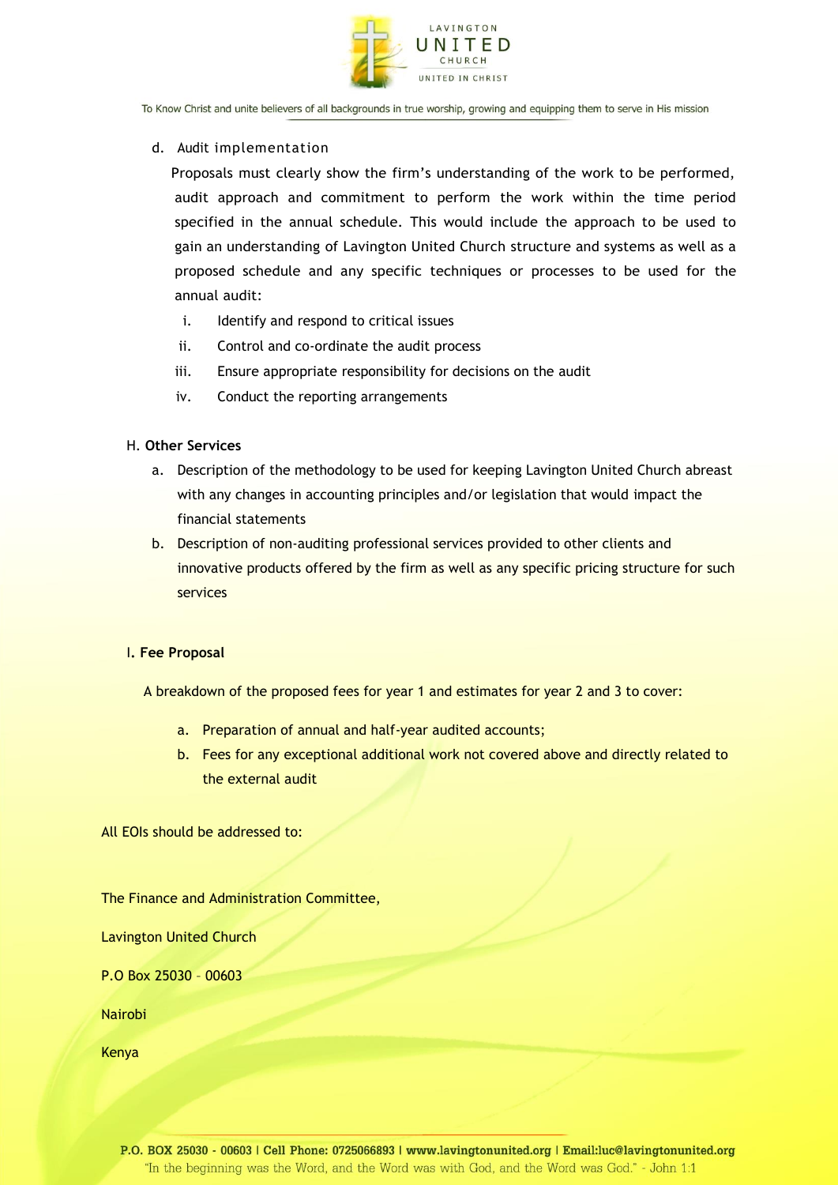d. Audit implementation

Proposals must clearly show the firm's understanding of the work to be performed, audit approach and commitment to perform the work within the time period specified in the annual schedule. This would include the approach to be used to gain an understanding of Lavington United Church structure and systems as well as a proposed schedule and any specific techniques or processes to be used for the annual audit:

i. Identify and respond to critical issues
ii. Control and co-ordinate the audit process
iii. Ensure appropriate responsibility for decisions on the audit
iv. Conduct the reporting arrangements

H. **Other Services**

a. Description of the methodology to be used for keeping Lavington United Church abreast with any changes in accounting principles and/or legislation that would impact the financial statements
b. Description of non-auditing professional services provided to other clients and innovative products offered by the firm as well as any specific pricing structure for such services

I. **Fee Proposal**

A breakdown of the proposed fees for year 1 and estimates for year 2 and 3 to cover:

a. Preparation of annual and half-year audited accounts;
b. Fees for any exceptional additional work not covered above and directly related to the external audit

All EOIs should be addressed to:

The Finance and Administration Committee,

Lavington United Church

P.O Box 25030 – 00603

Nairobi

Kenya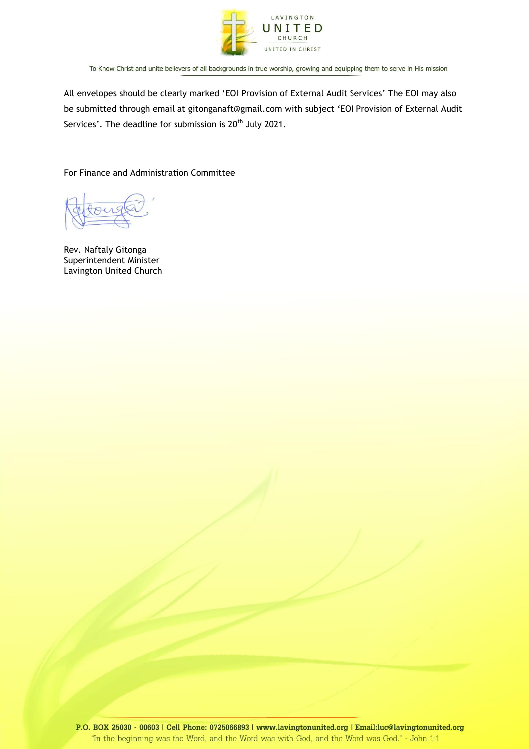All envelopes should be clearly marked 'EOI Provision of External Audit Services' The EOI may also be submitted through email at gitonganaft@gmail.com with subject 'EOI Provision of External Audit Services'. The deadline for submission is 20th July 2021.

For Finance and Administration Committee

Rev. Naftaly Gitonga
Superintendent Minister
Lavington United Church